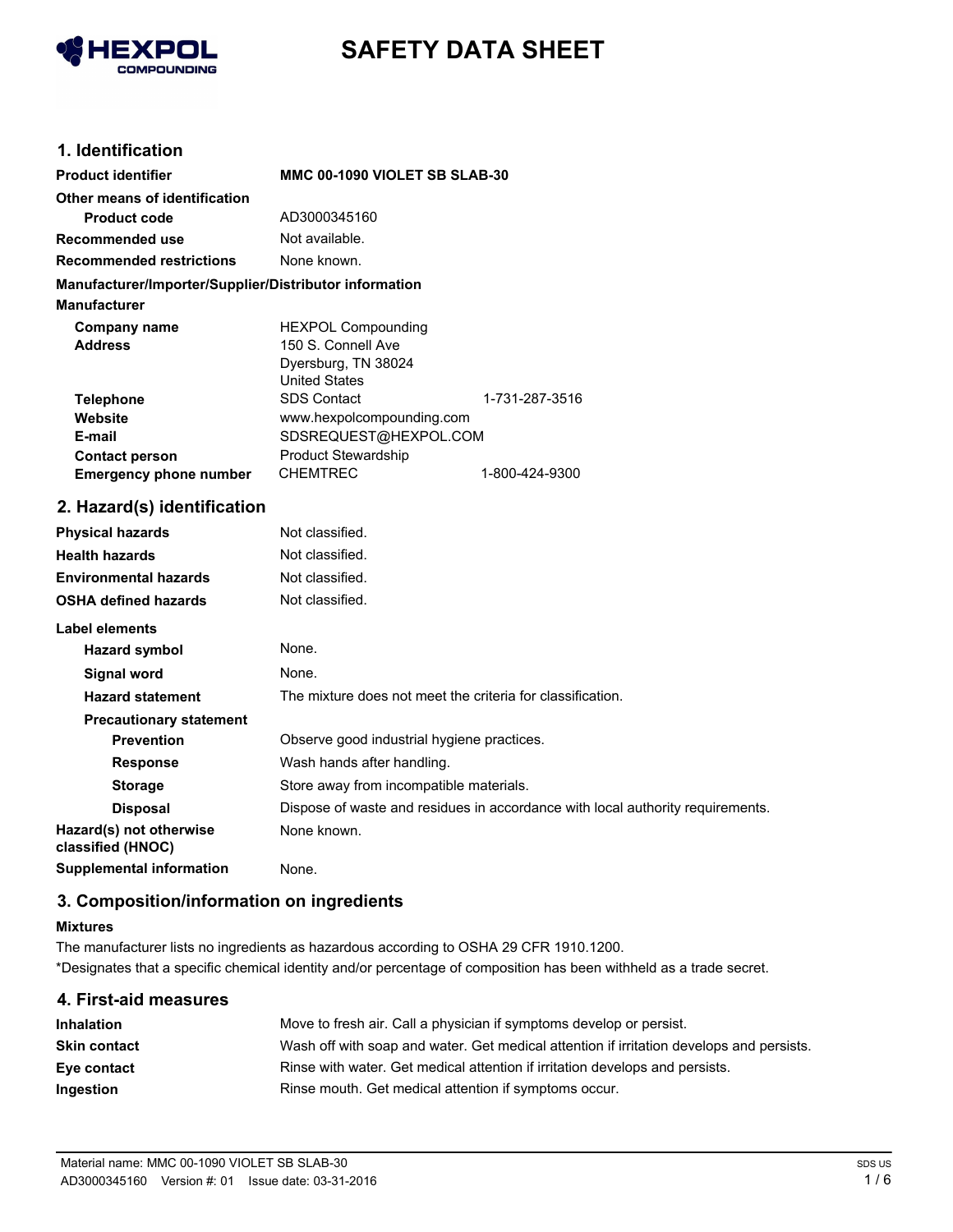HEXPOL COMPOUNDING

# SAFETY DATA SHEET

## 1. Identification

| | | |
|---|---|---|
| **Product identifier** | **MMC 00-1090 VIOLET SB SLAB-30** | |
| **Other means of identification** | | |
| **Product code** | AD3000345160 | |
| **Recommended use** | Not available. | |
| **Recommended restrictions** | None known. | |

**Manufacturer/Importer/Supplier/Distributor information**

**Manufacturer**

| | | |
|---|---|---|
| **Company name** | HEXPOL Compounding | |
| **Address** | 150 S. Connell Ave<br>Dyersburg, TN 38024<br>United States | |
| **Telephone** | SDS Contact | 1-731-287-3516 |
| **Website** | www.hexpolcompounding.com | |
| **E-mail** | SDSREQUEST@HEXPOL.COM | |
| **Contact person** | Product Stewardship | |
| **Emergency phone number** | CHEMTREC | 1-800-424-9300 |

## 2. Hazard(s) identification

| | |
|---|---|
| **Physical hazards** | Not classified. |
| **Health hazards** | Not classified. |
| **Environmental hazards** | Not classified. |
| **OSHA defined hazards** | Not classified. |

**Label elements**

| | |
|---|---|
| **Hazard symbol** | None. |
| **Signal word** | None. |
| **Hazard statement** | The mixture does not meet the criteria for classification. |
| **Precautionary statement** | |
| **Prevention** | Observe good industrial hygiene practices. |
| **Response** | Wash hands after handling. |
| **Storage** | Store away from incompatible materials. |
| **Disposal** | Dispose of waste and residues in accordance with local authority requirements. |
| **Hazard(s) not otherwise classified (HNOC)** | None known. |
| **Supplemental information** | None. |

## 3. Composition/information on ingredients

**Mixtures**

The manufacturer lists no ingredients as hazardous according to OSHA 29 CFR 1910.1200.

*Designates that a specific chemical identity and/or percentage of composition has been withheld as a trade secret.

## 4. First-aid measures

| | |
|---|---|
| **Inhalation** | Move to fresh air. Call a physician if symptoms develop or persist. |
| **Skin contact** | Wash off with soap and water. Get medical attention if irritation develops and persists. |
| **Eye contact** | Rinse with water. Get medical attention if irritation develops and persists. |
| **Ingestion** | Rinse mouth. Get medical attention if symptoms occur. |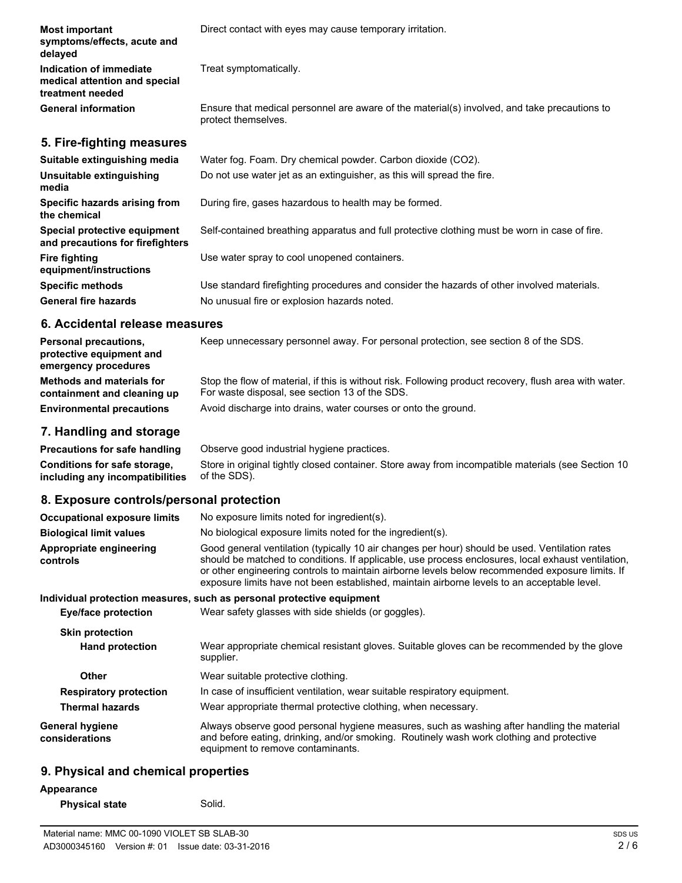| | |
|---|---|
| **Most important symptoms/effects, acute and delayed** | Direct contact with eyes may cause temporary irritation. |
| **Indication of immediate medical attention and special treatment needed** | Treat symptomatically. |
| **General information** | Ensure that medical personnel are aware of the material(s) involved, and take precautions to protect themselves. |

## 5. Fire-fighting measures

| | |
|---|---|
| **Suitable extinguishing media** | Water fog. Foam. Dry chemical powder. Carbon dioxide ($CO_2$). |
| **Unsuitable extinguishing media** | Do not use water jet as an extinguisher, as this will spread the fire. |
| **Specific hazards arising from the chemical** | During fire, gases hazardous to health may be formed. |
| **Special protective equipment and precautions for firefighters** | Self-contained breathing apparatus and full protective clothing must be worn in case of fire. |
| **Fire fighting equipment/instructions** | Use water spray to cool unopened containers. |
| **Specific methods** | Use standard firefighting procedures and consider the hazards of other involved materials. |
| **General fire hazards** | No unusual fire or explosion hazards noted. |

## 6. Accidental release measures

| | |
|---|---|
| **Personal precautions, protective equipment and emergency procedures** | Keep unnecessary personnel away. For personal protection, see section 8 of the SDS. |
| **Methods and materials for containment and cleaning up** | Stop the flow of material, if this is without risk. Following product recovery, flush area with water. For waste disposal, see section 13 of the SDS. |
| **Environmental precautions** | Avoid discharge into drains, water courses or onto the ground. |

## 7. Handling and storage

| | |
|---|---|
| **Precautions for safe handling** | Observe good industrial hygiene practices. |
| **Conditions for safe storage, including any incompatibilities** | Store in original tightly closed container. Store away from incompatible materials (see Section 10 of the SDS). |

## 8. Exposure controls/personal protection

| | |
|---|---|
| **Occupational exposure limits** | No exposure limits noted for ingredient(s). |
| **Biological limit values** | No biological exposure limits noted for the ingredient(s). |
| **Appropriate engineering controls** | Good general ventilation (typically 10 air changes per hour) should be used. Ventilation rates should be matched to conditions. If applicable, use process enclosures, local exhaust ventilation, or other engineering controls to maintain airborne levels below recommended exposure limits. If exposure limits have not been established, maintain airborne levels to an acceptable level. |

**Individual protection measures, such as personal protective equipment**

| | |
|---|---|
| **Eye/face protection** | Wear safety glasses with side shields (or goggles). |
| **Skin protection** | |
| **Hand protection** | Wear appropriate chemical resistant gloves. Suitable gloves can be recommended by the glove supplier. |
| **Other** | Wear suitable protective clothing. |
| **Respiratory protection** | In case of insufficient ventilation, wear suitable respiratory equipment. |
| **Thermal hazards** | Wear appropriate thermal protective clothing, when necessary. |
| **General hygiene considerations** | Always observe good personal hygiene measures, such as washing after handling the material and before eating, drinking, and/or smoking. Routinely wash work clothing and protective equipment to remove contaminants. |

## 9. Physical and chemical properties

**Appearance**

| | |
|---|---|
| **Physical state** | Solid. |

Material name: MMC 00-1090 VIOLET SB SLAB-30
AD3000345160 Version #: 01 Issue date: 03-31-2016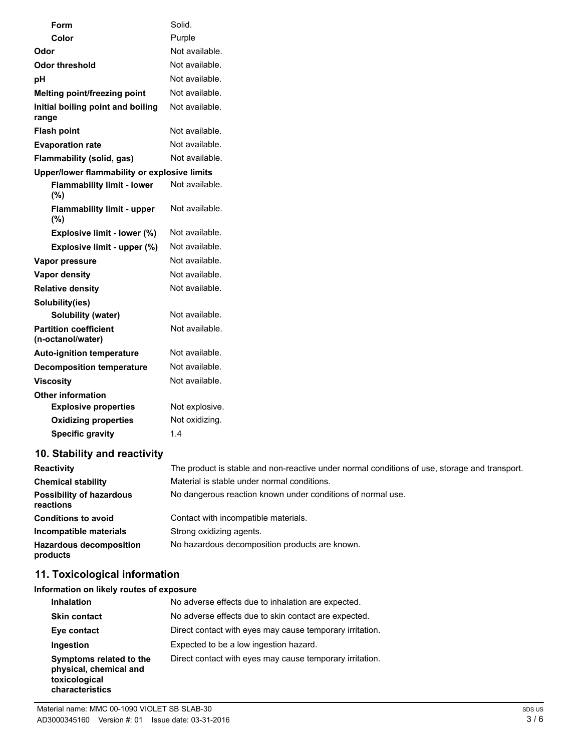| | |
|---|---|
| **Form** | Solid. |
| **Color** | Purple |
| **Odor** | Not available. |
| **Odor threshold** | Not available. |
| **pH** | Not available. |
| **Melting point/freezing point** | Not available. |
| **Initial boiling point and boiling range** | Not available. |
| **Flash point** | Not available. |
| **Evaporation rate** | Not available. |
| **Flammability (solid, gas)** | Not available. |
| **Upper/lower flammability or explosive limits** | |
| **Flammability limit - lower (%)** | Not available. |
| **Flammability limit - upper (%)** | Not available. |
| **Explosive limit - lower (%)** | Not available. |
| **Explosive limit - upper (%)** | Not available. |
| **Vapor pressure** | Not available. |
| **Vapor density** | Not available. |
| **Relative density** | Not available. |
| **Solubility(ies)** | |
| **Solubility (water)** | Not available. |
| **Partition coefficient (n-octanol/water)** | Not available. |
| **Auto-ignition temperature** | Not available. |
| **Decomposition temperature** | Not available. |
| **Viscosity** | Not available. |
| **Other information** | |
| **Explosive properties** | Not explosive. |
| **Oxidizing properties** | Not oxidizing. |
| **Specific gravity** | 1.4 |

## 10. Stability and reactivity

| | |
|---|---|
| **Reactivity** | The product is stable and non-reactive under normal conditions of use, storage and transport. |
| **Chemical stability** | Material is stable under normal conditions. |
| **Possibility of hazardous reactions** | No dangerous reaction known under conditions of normal use. |
| **Conditions to avoid** | Contact with incompatible materials. |
| **Incompatible materials** | Strong oxidizing agents. |
| **Hazardous decomposition products** | No hazardous decomposition products are known. |

## 11. Toxicological information

**Information on likely routes of exposure**

| | |
|---|---|
| **Inhalation** | No adverse effects due to inhalation are expected. |
| **Skin contact** | No adverse effects due to skin contact are expected. |
| **Eye contact** | Direct contact with eyes may cause temporary irritation. |
| **Ingestion** | Expected to be a low ingestion hazard. |
| **Symptoms related to the physical, chemical and toxicological characteristics** | Direct contact with eyes may cause temporary irritation. |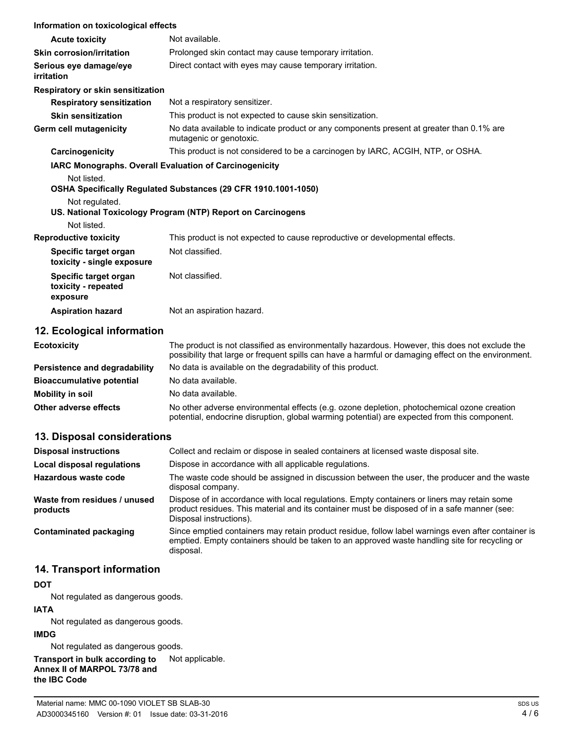**Information on toxicological effects**

| | |
|---|---|
| **Acute toxicity** | Not available. |
| **Skin corrosion/irritation** | Prolonged skin contact may cause temporary irritation. |
| **Serious eye damage/eye irritation** | Direct contact with eyes may cause temporary irritation. |
| **Respiratory or skin sensitization** | |
| **Respiratory sensitization** | Not a respiratory sensitizer. |
| **Skin sensitization** | This product is not expected to cause skin sensitization. |
| **Germ cell mutagenicity** | No data available to indicate product or any components present at greater than 0.1% are mutagenic or genotoxic. |
| **Carcinogenicity** | This product is not considered to be a carcinogen by IARC, ACGIH, NTP, or OSHA. |

**IARC Monographs. Overall Evaluation of Carcinogenicity**

Not listed.

**OSHA Specifically Regulated Substances (29 CFR 1910.1001-1050)**

Not regulated.

**US. National Toxicology Program (NTP) Report on Carcinogens**

Not listed.

| | |
|---|---|
| **Reproductive toxicity** | This product is not expected to cause reproductive or developmental effects. |
| **Specific target organ toxicity - single exposure** | Not classified. |
| **Specific target organ toxicity - repeated exposure** | Not classified. |
| **Aspiration hazard** | Not an aspiration hazard. |

## 12. Ecological information

| | |
|---|---|
| **Ecotoxicity** | The product is not classified as environmentally hazardous. However, this does not exclude the possibility that large or frequent spills can have a harmful or damaging effect on the environment. |
| **Persistence and degradability** | No data is available on the degradability of this product. |
| **Bioaccumulative potential** | No data available. |
| **Mobility in soil** | No data available. |
| **Other adverse effects** | No other adverse environmental effects (e.g. ozone depletion, photochemical ozone creation potential, endocrine disruption, global warming potential) are expected from this component. |

## 13. Disposal considerations

| | |
|---|---|
| **Disposal instructions** | Collect and reclaim or dispose in sealed containers at licensed waste disposal site. |
| **Local disposal regulations** | Dispose in accordance with all applicable regulations. |
| **Hazardous waste code** | The waste code should be assigned in discussion between the user, the producer and the waste disposal company. |
| **Waste from residues / unused products** | Dispose of in accordance with local regulations. Empty containers or liners may retain some product residues. This material and its container must be disposed of in a safe manner (see: Disposal instructions). |
| **Contaminated packaging** | Since emptied containers may retain product residue, follow label warnings even after container is emptied. Empty containers should be taken to an approved waste handling site for recycling or disposal. |

## 14. Transport information

**DOT**

Not regulated as dangerous goods.

**IATA**

Not regulated as dangerous goods.

**IMDG**

Not regulated as dangerous goods.

| | |
|---|---|
| **Transport in bulk according to Annex II of MARPOL 73/78 and the IBC Code** | Not applicable. |

Material name: MMC 00-1090 VIOLET SB SLAB-30

AD3000345160 Version #: 01 Issue date: 03-31-2016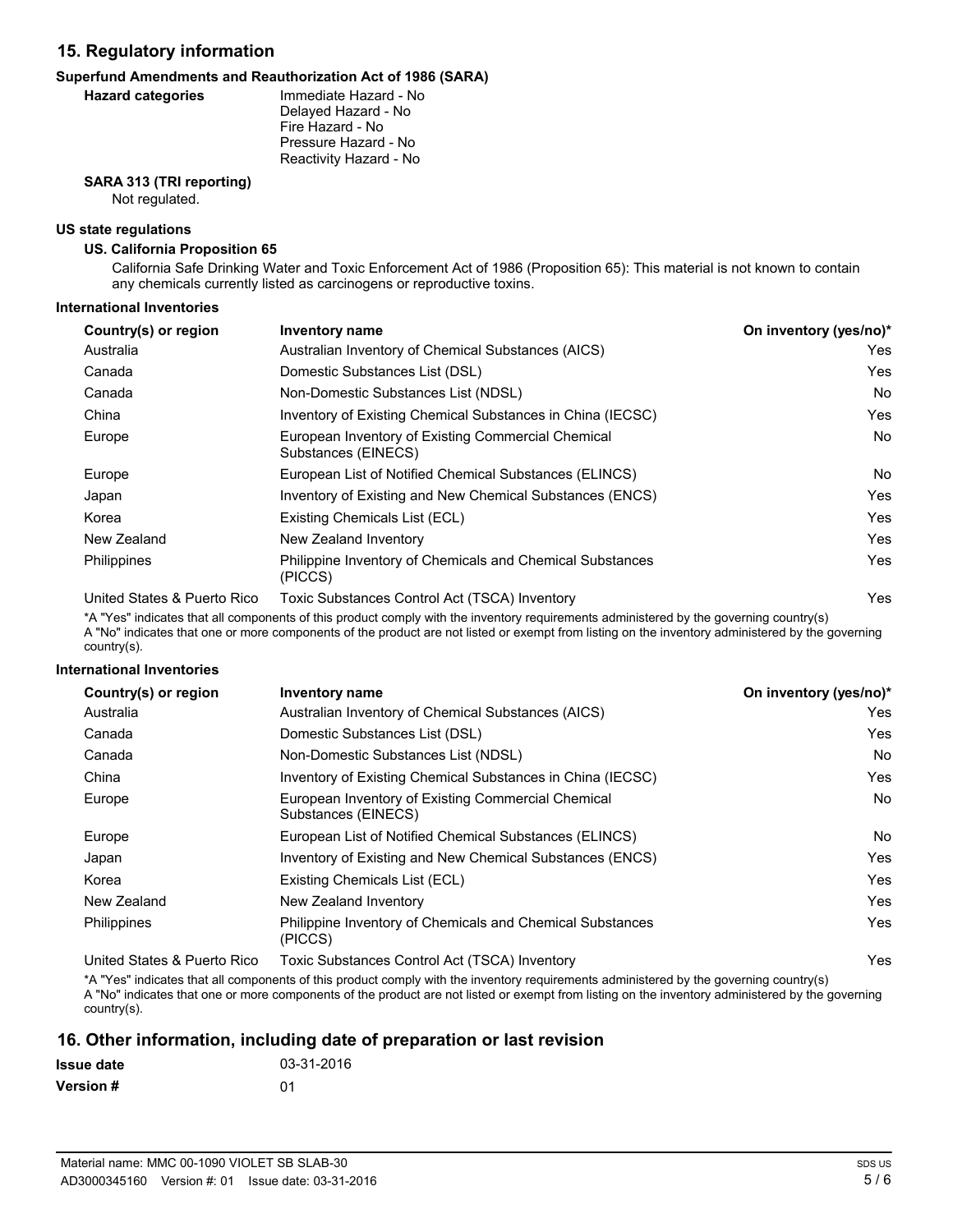## 15. Regulatory information

### Superfund Amendments and Reauthorization Act of 1986 (SARA)

**Hazard categories**

Immediate Hazard - No
Delayed Hazard - No
Fire Hazard - No
Pressure Hazard - No
Reactivity Hazard - No

**SARA 313 (TRI reporting)**

Not regulated.

### US state regulations

**US. California Proposition 65**

California Safe Drinking Water and Toxic Enforcement Act of 1986 (Proposition 65): This material is not known to contain any chemicals currently listed as carcinogens or reproductive toxins.

### International Inventories

| Country(s) or region | Inventory name | On inventory (yes/no)* |
|---|---|---|
| Australia | Australian Inventory of Chemical Substances (AICS) | Yes |
| Canada | Domestic Substances List (DSL) | Yes |
| Canada | Non-Domestic Substances List (NDSL) | No |
| China | Inventory of Existing Chemical Substances in China (IECSC) | Yes |
| Europe | European Inventory of Existing Commercial Chemical Substances (EINECS) | No |
| Europe | European List of Notified Chemical Substances (ELINCS) | No |
| Japan | Inventory of Existing and New Chemical Substances (ENCS) | Yes |
| Korea | Existing Chemicals List (ECL) | Yes |
| New Zealand | New Zealand Inventory | Yes |
| Philippines | Philippine Inventory of Chemicals and Chemical Substances (PICCS) | Yes |
| United States & Puerto Rico | Toxic Substances Control Act (TSCA) Inventory | Yes |

*A "Yes" indicates that all components of this product comply with the inventory requirements administered by the governing country(s)
A "No" indicates that one or more components of the product are not listed or exempt from listing on the inventory administered by the governing country(s).

### International Inventories

| Country(s) or region | Inventory name | On inventory (yes/no)* |
|---|---|---|
| Australia | Australian Inventory of Chemical Substances (AICS) | Yes |
| Canada | Domestic Substances List (DSL) | Yes |
| Canada | Non-Domestic Substances List (NDSL) | No |
| China | Inventory of Existing Chemical Substances in China (IECSC) | Yes |
| Europe | European Inventory of Existing Commercial Chemical Substances (EINECS) | No |
| Europe | European List of Notified Chemical Substances (ELINCS) | No |
| Japan | Inventory of Existing and New Chemical Substances (ENCS) | Yes |
| Korea | Existing Chemicals List (ECL) | Yes |
| New Zealand | New Zealand Inventory | Yes |
| Philippines | Philippine Inventory of Chemicals and Chemical Substances (PICCS) | Yes |
| United States & Puerto Rico | Toxic Substances Control Act (TSCA) Inventory | Yes |

*A "Yes" indicates that all components of this product comply with the inventory requirements administered by the governing country(s)
A "No" indicates that one or more components of the product are not listed or exempt from listing on the inventory administered by the governing country(s).

## 16. Other information, including date of preparation or last revision

**Issue date** 03-31-2016

**Version #** 01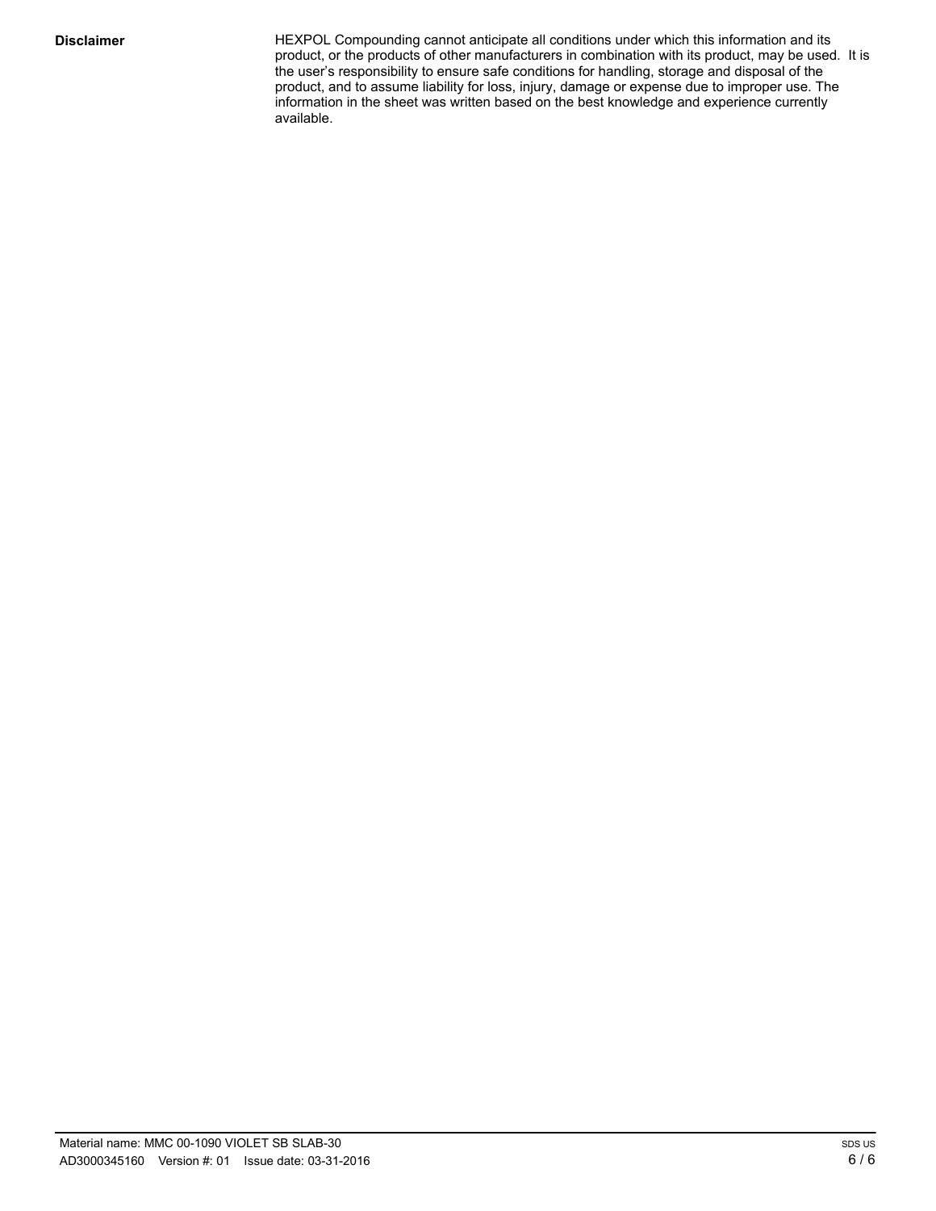**Disclaimer**

HEXPOL Compounding cannot anticipate all conditions under which this information and its product, or the products of other manufacturers in combination with its product, may be used. It is the user's responsibility to ensure safe conditions for handling, storage and disposal of the product, and to assume liability for loss, injury, damage or expense due to improper use. The information in the sheet was written based on the best knowledge and experience currently available.